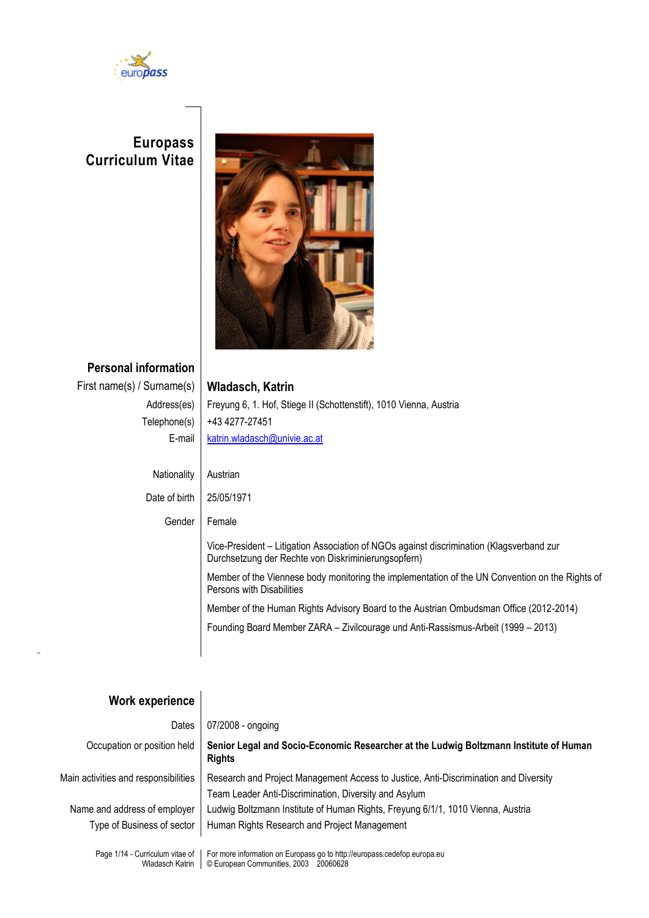# Europass Curriculum Vitae

## Personal information

| | |
|---|---|
| First name(s) / Surname(s) | **Wladasch, Katrin** |
| Address(es) | Freyung 6, 1. Hof, Stiege II (Schottenstift), 1010 Vienna, Austria |
| Telephone(s) | +43 4277-27451 |
| E-mail | katrin.wladasch@univie.ac.at |
| Nationality | Austrian |
| Date of birth | 25/05/1971 |
| Gender | Female |

Vice-President – Litigation Association of NGOs against discrimination (Klagsverband zur Durchsetzung der Rechte von Diskriminierungsopfern)

Member of the Viennese body monitoring the implementation of the UN Convention on the Rights of Persons with Disabilities

Member of the Human Rights Advisory Board to the Austrian Ombudsman Office (2012-2014)

Founding Board Member ZARA – Zivilcourage und Anti-Rassismus-Arbeit (1999 – 2013)

## Work experience

| | |
|---|---|
| Dates | 07/2008 - ongoing |
| Occupation or position held | **Senior Legal and Socio-Economic Researcher at the Ludwig Boltzmann Institute of Human Rights** |
| Main activities and responsibilities | Research and Project Management Access to Justice, Anti-Discrimination and Diversity<br>Team Leader Anti-Discrimination, Diversity and Asylum |
| Name and address of employer | Ludwig Boltzmann Institute of Human Rights, Freyung 6/1/1, 1010 Vienna, Austria |
| Type of Business of sector | Human Rights Research and Project Management |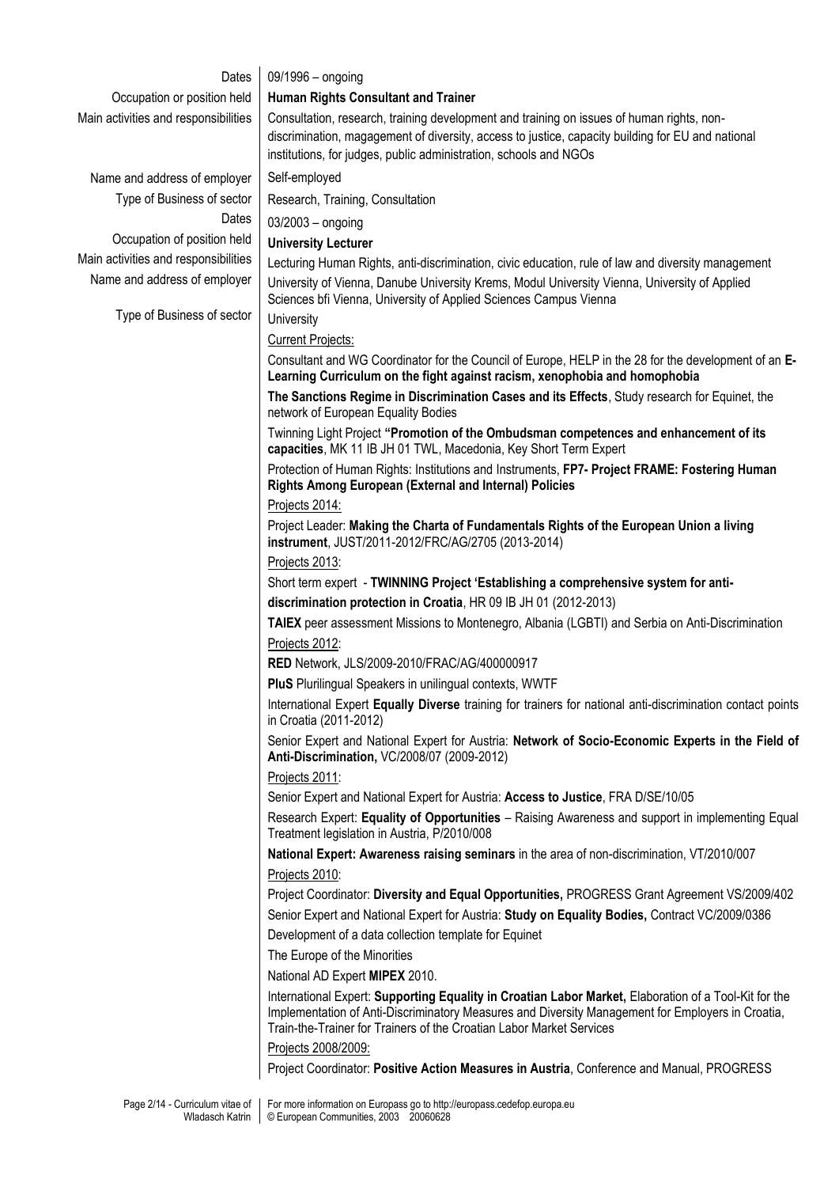| | |
|---|---|
| Dates | 09/1996 – ongoing |
| Occupation or position held | **Human Rights Consultant and Trainer** |
| Main activities and responsibilities | Consultation, research, training development and training on issues of human rights, non-discrimination, magagement of diversity, access to justice, capacity building for EU and national institutions, for judges, public administration, schools and NGOs |
| Name and address of employer | Self-employed |
| Type of Business of sector | Research, Training, Consultation |
| Dates | 03/2003 – ongoing |
| Occupation of position held | **University Lecturer** |
| Main activities and responsibilities | Lecturing Human Rights, anti-discrimination, civic education, rule of law and diversity management |
| Name and address of employer | University of Vienna, Danube University Krems, Modul University Vienna, University of Applied Sciences bfi Vienna, University of Applied Sciences Campus Vienna |
| Type of Business of sector | University |

Current Projects:

Consultant and WG Coordinator for the Council of Europe, HELP in the 28 for the development of an **E-Learning Curriculum on the fight against racism, xenophobia and homophobia**

**The Sanctions Regime in Discrimination Cases and its Effects**, Study research for Equinet, the network of European Equality Bodies

Twinning Light Project **"Promotion of the Ombudsman competences and enhancement of its capacities**, MK 11 IB JH 01 TWL, Macedonia, Key Short Term Expert

Protection of Human Rights: Institutions and Instruments, **FP7- Project FRAME: Fostering Human Rights Among European (External and Internal) Policies**

Projects 2014:

Project Leader: **Making the Charta of Fundamentals Rights of the European Union a living instrument**, JUST/2011-2012/FRC/AG/2705 (2013-2014)

Projects 2013:

Short term expert - **TWINNING Project 'Establishing a comprehensive system for anti-discrimination protection in Croatia**, HR 09 IB JH 01 (2012-2013)

**TAIEX** peer assessment Missions to Montenegro, Albania (LGBTI) and Serbia on Anti-Discrimination

Projects 2012:

**RED** Network, JLS/2009-2010/FRAC/AG/400000917

**PluS** Plurilingual Speakers in unilingual contexts, WWTF

International Expert **Equally Diverse** training for trainers for national anti-discrimination contact points in Croatia (2011-2012)

Senior Expert and National Expert for Austria: **Network of Socio-Economic Experts in the Field of Anti-Discrimination,** VC/2008/07 (2009-2012)

Projects 2011:

Senior Expert and National Expert for Austria: **Access to Justice**, FRA D/SE/10/05

Research Expert: **Equality of Opportunities** – Raising Awareness and support in implementing Equal Treatment legislation in Austria, P/2010/008

**National Expert: Awareness raising seminars** in the area of non-discrimination, VT/2010/007

Projects 2010:

Project Coordinator: **Diversity and Equal Opportunities,** PROGRESS Grant Agreement VS/2009/402

Senior Expert and National Expert for Austria: **Study on Equality Bodies,** Contract VC/2009/0386

Development of a data collection template for Equinet

The Europe of the Minorities

National AD Expert **MIPEX** 2010.

International Expert: **Supporting Equality in Croatian Labor Market,** Elaboration of a Tool-Kit for the Implementation of Anti-Discriminatory Measures and Diversity Management for Employers in Croatia, Train-the-Trainer for Trainers of the Croatian Labor Market Services

Projects 2008/2009:

Project Coordinator: **Positive Action Measures in Austria**, Conference and Manual, PROGRESS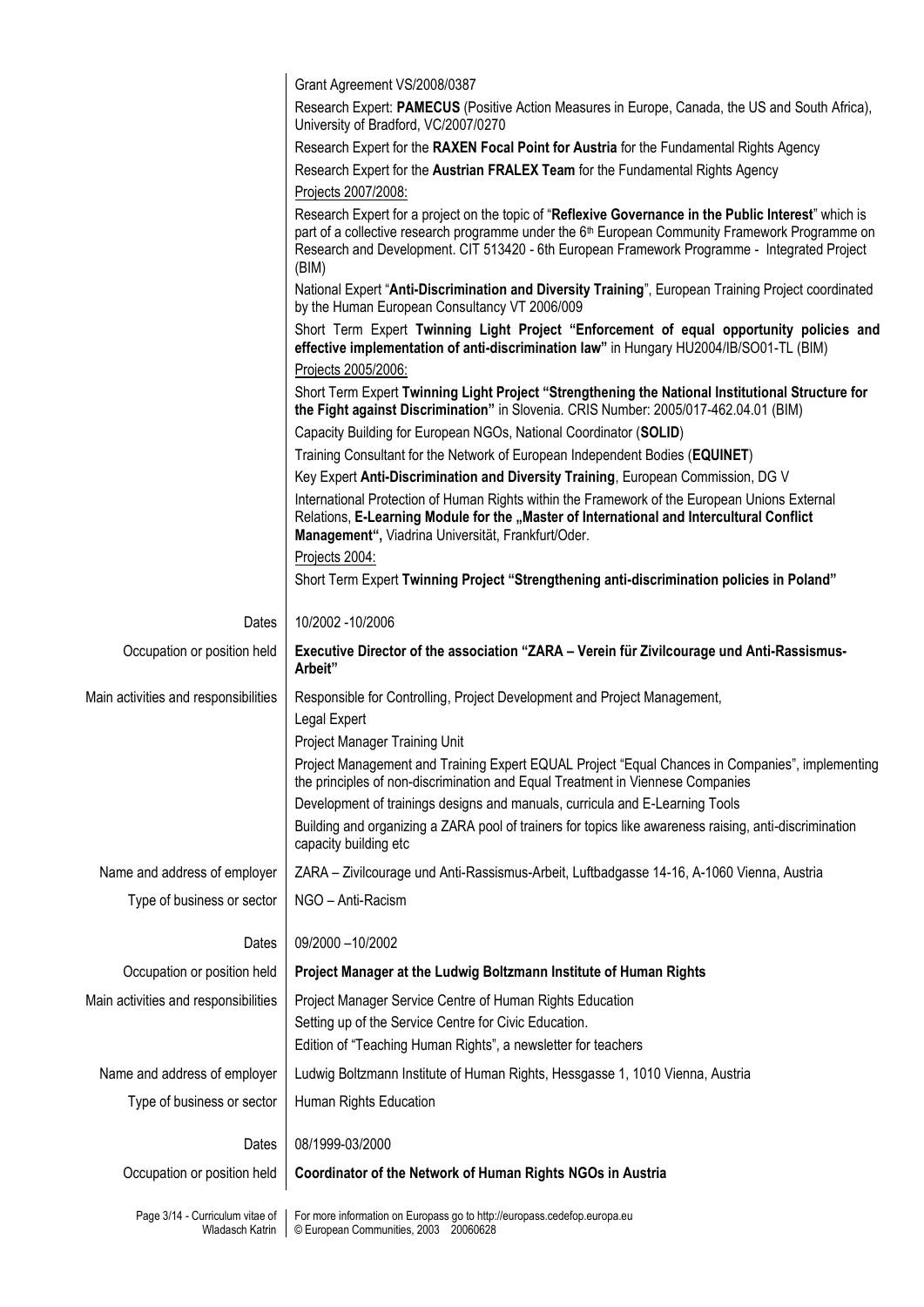Grant Agreement VS/2008/0387

Research Expert: **PAMECUS** (Positive Action Measures in Europe, Canada, the US and South Africa), University of Bradford, VC/2007/0270

Research Expert for the **RAXEN Focal Point for Austria** for the Fundamental Rights Agency

Research Expert for the **Austrian FRALEX Team** for the Fundamental Rights Agency

Projects 2007/2008:

Research Expert for a project on the topic of "**Reflexive Governance in the Public Interest**" which is part of a collective research programme under the 6th European Community Framework Programme on Research and Development. CIT 513420 - 6th European Framework Programme - Integrated Project (BIM)

National Expert "**Anti-Discrimination and Diversity Training**", European Training Project coordinated by the Human European Consultancy VT 2006/009

Short Term Expert **Twinning Light Project "Enforcement of equal opportunity policies and effective implementation of anti-discrimination law"** in Hungary HU2004/IB/SO01-TL (BIM)

Projects 2005/2006:

Short Term Expert **Twinning Light Project "Strengthening the National Institutional Structure for the Fight against Discrimination"** in Slovenia. CRIS Number: 2005/017-462.04.01 (BIM)

Capacity Building for European NGOs, National Coordinator (**SOLID**)

Training Consultant for the Network of European Independent Bodies (**EQUINET**)

Key Expert **Anti-Discrimination and Diversity Training**, European Commission, DG V

International Protection of Human Rights within the Framework of the European Unions External Relations, **E-Learning Module for the „Master of International and Intercultural Conflict Management",** Viadrina Universität, Frankfurt/Oder.

Projects 2004:

Short Term Expert **Twinning Project "Strengthening anti-discrimination policies in Poland"**

| | |
|---|---|
| Dates | 10/2002 -10/2006 |
| Occupation or position held | **Executive Director of the association "ZARA – Verein für Zivilcourage und Anti-Rassismus-Arbeit"** |
| Main activities and responsibilities | Responsible for Controlling, Project Development and Project Management,<br>Legal Expert<br>Project Manager Training Unit<br>Project Management and Training Expert EQUAL Project "Equal Chances in Companies", implementing the principles of non-discrimination and Equal Treatment in Viennese Companies<br>Development of trainings designs and manuals, curricula and E-Learning Tools<br>Building and organizing a ZARA pool of trainers for topics like awareness raising, anti-discrimination capacity building etc |
| Name and address of employer | ZARA – Zivilcourage und Anti-Rassismus-Arbeit, Luftbadgasse 14-16, A-1060 Vienna, Austria |
| Type of business or sector | NGO – Anti-Racism |
| Dates | 09/2000 –10/2002 |
| Occupation or position held | **Project Manager at the Ludwig Boltzmann Institute of Human Rights** |
| Main activities and responsibilities | Project Manager Service Centre of Human Rights Education<br>Setting up of the Service Centre for Civic Education.<br>Edition of "Teaching Human Rights", a newsletter for teachers |
| Name and address of employer | Ludwig Boltzmann Institute of Human Rights, Hessgasse 1, 1010 Vienna, Austria |
| Type of business or sector | Human Rights Education |
| Dates | 08/1999-03/2000 |
| Occupation or position held | **Coordinator of the Network of Human Rights NGOs in Austria** |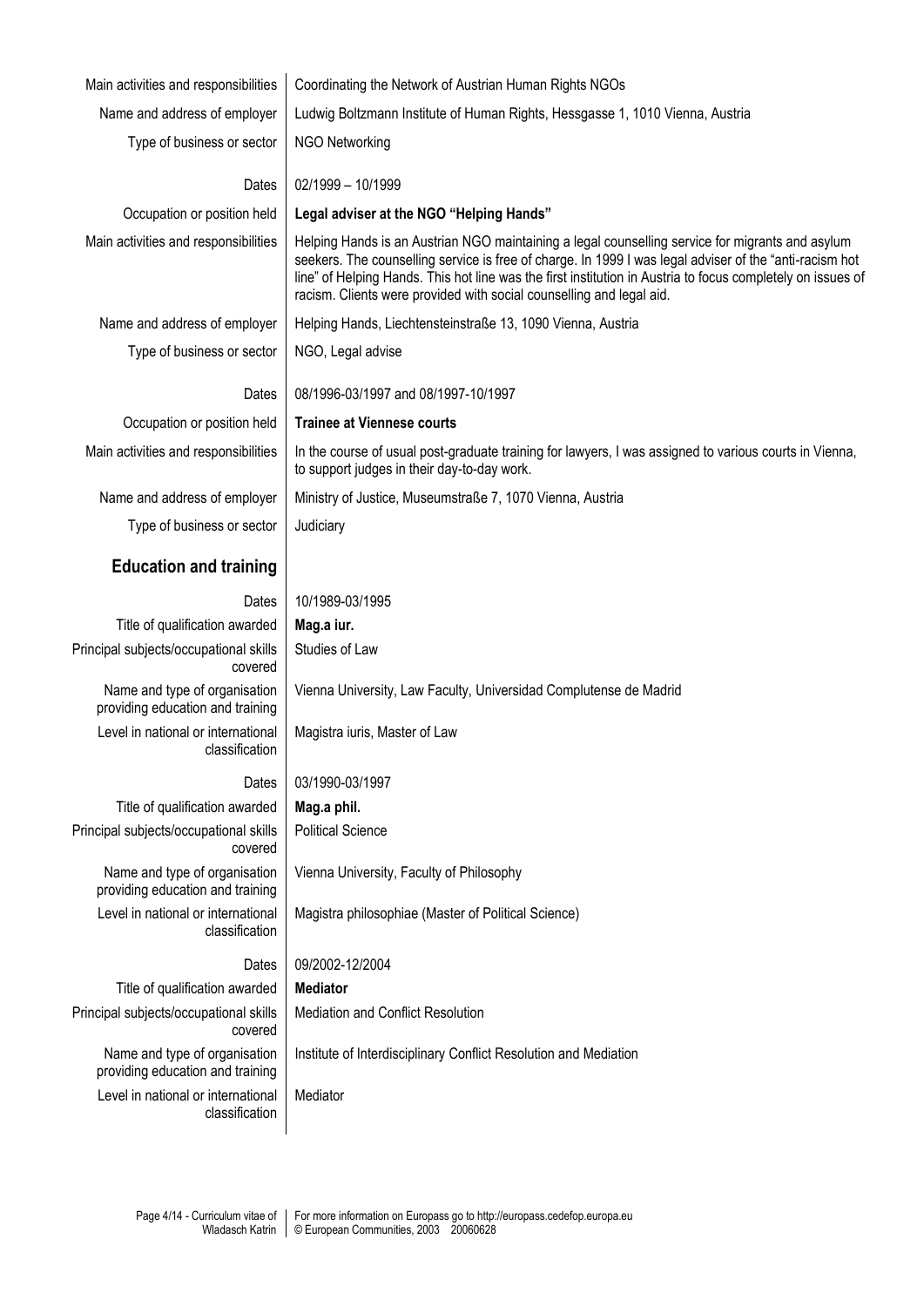| | |
|---|---|
| Main activities and responsibilities | Coordinating the Network of Austrian Human Rights NGOs |
| Name and address of employer | Ludwig Boltzmann Institute of Human Rights, Hessgasse 1, 1010 Vienna, Austria |
| Type of business or sector | NGO Networking |
| Dates | 02/1999 – 10/1999 |
| Occupation or position held | **Legal adviser at the NGO "Helping Hands"** |
| Main activities and responsibilities | Helping Hands is an Austrian NGO maintaining a legal counselling service for migrants and asylum seekers. The counselling service is free of charge. In 1999 I was legal adviser of the "anti-racism hot line" of Helping Hands. This hot line was the first institution in Austria to focus completely on issues of racism. Clients were provided with social counselling and legal aid. |
| Name and address of employer | Helping Hands, Liechtensteinstraße 13, 1090 Vienna, Austria |
| Type of business or sector | NGO, Legal advise |
| Dates | 08/1996-03/1997 and 08/1997-10/1997 |
| Occupation or position held | **Trainee at Viennese courts** |
| Main activities and responsibilities | In the course of usual post-graduate training for lawyers, I was assigned to various courts in Vienna, to support judges in their day-to-day work. |
| Name and address of employer | Ministry of Justice, Museumstraße 7, 1070 Vienna, Austria |
| Type of business or sector | Judiciary |

## Education and training

| | |
|---|---|
| Dates | 10/1989-03/1995 |
| Title of qualification awarded | **Mag.a iur.** |
| Principal subjects/occupational skills covered | Studies of Law |
| Name and type of organisation providing education and training | Vienna University, Law Faculty, Universidad Complutense de Madrid |
| Level in national or international classification | Magistra iuris, Master of Law |
| Dates | 03/1990-03/1997 |
| Title of qualification awarded | **Mag.a phil.** |
| Principal subjects/occupational skills covered | Political Science |
| Name and type of organisation providing education and training | Vienna University, Faculty of Philosophy |
| Level in national or international classification | Magistra philosophiae (Master of Political Science) |
| Dates | 09/2002-12/2004 |
| Title of qualification awarded | **Mediator** |
| Principal subjects/occupational skills covered | Mediation and Conflict Resolution |
| Name and type of organisation providing education and training | Institute of Interdisciplinary Conflict Resolution and Mediation |
| Level in national or international classification | Mediator |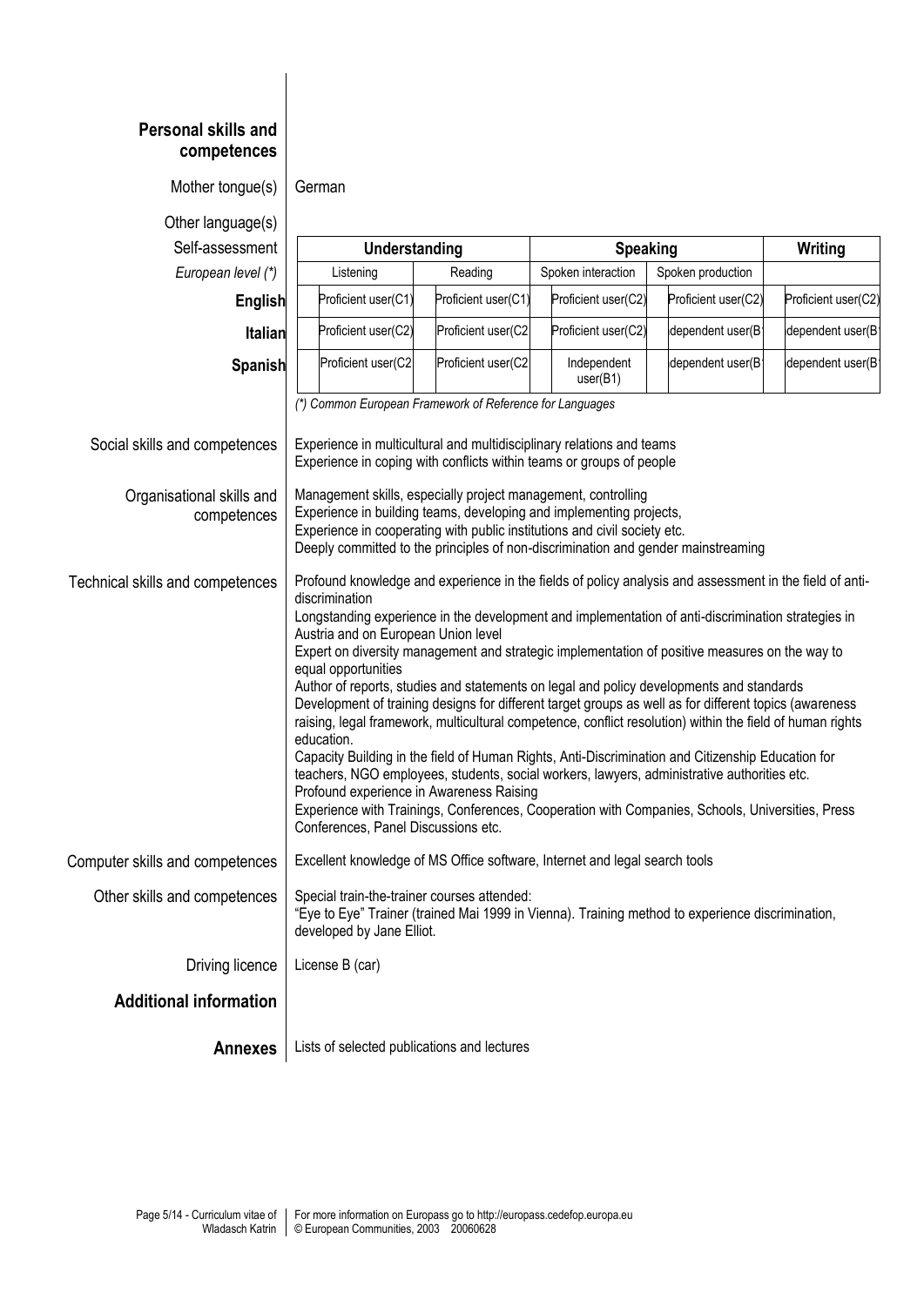## Personal skills and competences

**Mother tongue(s)** German

**Other language(s)**

| Self-assessment | Understanding | | Speaking | | Writing |
|---|---|---|---|---|---|
| *European level (\*)* | Listening | Reading | Spoken interaction | Spoken production | |
| **English** | Proficient user(C1) | Proficient user(C1) | Proficient user(C2) | Proficient user(C2) | Proficient user(C2) |
| **Italian** | Proficient user(C2) | Proficient user(C2 | Proficient user(C2) | dependent user(B | dependent user(B |
| **Spanish** | Proficient user(C2 | Proficient user(C2 | Independent user(B1) | dependent user(B | dependent user(B |

*(\*) Common European Framework of Reference for Languages*

**Social skills and competences**
Experience in multicultural and multidisciplinary relations and teams
Experience in coping with conflicts within teams or groups of people

**Organisational skills and competences**
Management skills, especially project management, controlling
Experience in building teams, developing and implementing projects,
Experience in cooperating with public institutions and civil society etc.
Deeply committed to the principles of non-discrimination and gender mainstreaming

**Technical skills and competences**
Profound knowledge and experience in the fields of policy analysis and assessment in the field of anti-discrimination
Longstanding experience in the development and implementation of anti-discrimination strategies in Austria and on European Union level
Expert on diversity management and strategic implementation of positive measures on the way to equal opportunities
Author of reports, studies and statements on legal and policy developments and standards
Development of training designs for different target groups as well as for different topics (awareness raising, legal framework, multicultural competence, conflict resolution) within the field of human rights education.
Capacity Building in the field of Human Rights, Anti-Discrimination and Citizenship Education for teachers, NGO employees, students, social workers, lawyers, administrative authorities etc.
Profound experience in Awareness Raising
Experience with Trainings, Conferences, Cooperation with Companies, Schools, Universities, Press Conferences, Panel Discussions etc.

**Computer skills and competences**
Excellent knowledge of MS Office software, Internet and legal search tools

**Other skills and competences**
Special train-the-trainer courses attended:
"Eye to Eye" Trainer (trained Mai 1999 in Vienna). Training method to experience discrimination, developed by Jane Elliot.

**Driving licence**
License B (car)

## Additional information

**Annexes**
Lists of selected publications and lectures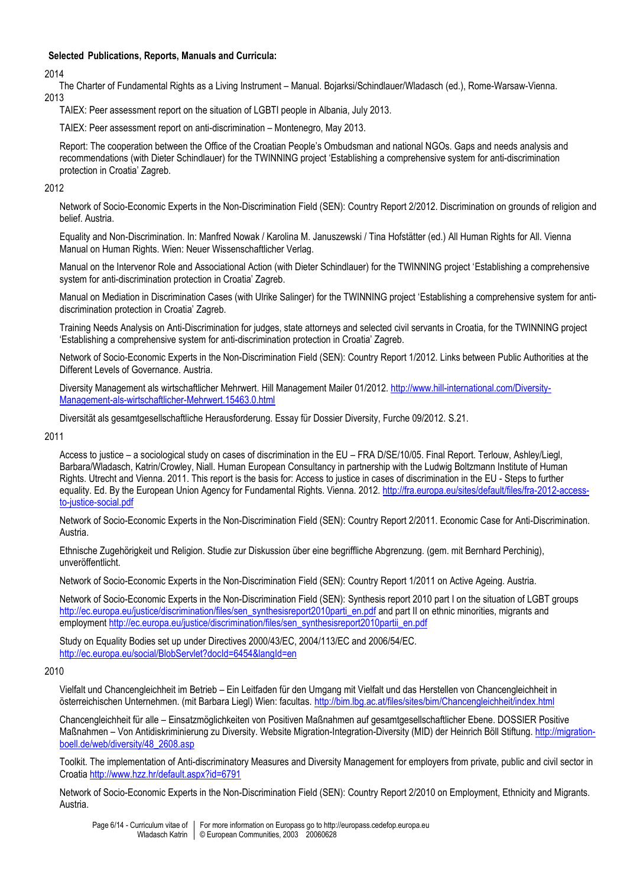**Selected Publications, Reports, Manuals and Curricula:**

2014

The Charter of Fundamental Rights as a Living Instrument – Manual. Bojarksi/Schindlauer/Wladasch (ed.), Rome-Warsaw-Vienna.

2013

TAIEX: Peer assessment report on the situation of LGBTI people in Albania, July 2013.

TAIEX: Peer assessment report on anti-discrimination – Montenegro, May 2013.

Report: The cooperation between the Office of the Croatian People's Ombudsman and national NGOs. Gaps and needs analysis and recommendations (with Dieter Schindlauer) for the TWINNING project 'Establishing a comprehensive system for anti-discrimination protection in Croatia' Zagreb.

2012

Network of Socio-Economic Experts in the Non-Discrimination Field (SEN): Country Report 2/2012. Discrimination on grounds of religion and belief. Austria.

Equality and Non-Discrimination. In: Manfred Nowak / Karolina M. Januszewski / Tina Hofstätter (ed.) All Human Rights for All. Vienna Manual on Human Rights. Wien: Neuer Wissenschaftlicher Verlag.

Manual on the Intervenor Role and Associational Action (with Dieter Schindlauer) for the TWINNING project 'Establishing a comprehensive system for anti-discrimination protection in Croatia' Zagreb.

Manual on Mediation in Discrimination Cases (with Ulrike Salinger) for the TWINNING project 'Establishing a comprehensive system for anti-discrimination protection in Croatia' Zagreb.

Training Needs Analysis on Anti-Discrimination for judges, state attorneys and selected civil servants in Croatia, for the TWINNING project 'Establishing a comprehensive system for anti-discrimination protection in Croatia' Zagreb.

Network of Socio-Economic Experts in the Non-Discrimination Field (SEN): Country Report 1/2012. Links between Public Authorities at the Different Levels of Governance. Austria.

Diversity Management als wirtschaftlicher Mehrwert. Hill Management Mailer 01/2012. http://www.hill-international.com/Diversity-Management-als-wirtschaftlicher-Mehrwert.15463.0.html

Diversität als gesamtgesellschaftliche Herausforderung. Essay für Dossier Diversity, Furche 09/2012. S.21.

2011

Access to justice – a sociological study on cases of discrimination in the EU – FRA D/SE/10/05. Final Report. Terlouw, Ashley/Liegl, Barbara/Wladasch, Katrin/Crowley, Niall. Human European Consultancy in partnership with the Ludwig Boltzmann Institute of Human Rights. Utrecht and Vienna. 2011. This report is the basis for: Access to justice in cases of discrimination in the EU - Steps to further equality. Ed. By the European Union Agency for Fundamental Rights. Vienna. 2012. http://fra.europa.eu/sites/default/files/fra-2012-access-to-justice-social.pdf

Network of Socio-Economic Experts in the Non-Discrimination Field (SEN): Country Report 2/2011. Economic Case for Anti-Discrimination. Austria.

Ethnische Zugehörigkeit und Religion. Studie zur Diskussion über eine begriffliche Abgrenzung. (gem. mit Bernhard Perchinig), unveröffentlicht.

Network of Socio-Economic Experts in the Non-Discrimination Field (SEN): Country Report 1/2011 on Active Ageing. Austria.

Network of Socio-Economic Experts in the Non-Discrimination Field (SEN): Synthesis report 2010 part I on the situation of LGBT groups http://ec.europa.eu/justice/discrimination/files/sen_synthesisreport2010parti_en.pdf and part II on ethnic minorities, migrants and employment http://ec.europa.eu/justice/discrimination/files/sen_synthesisreport2010partii_en.pdf

Study on Equality Bodies set up under Directives 2000/43/EC, 2004/113/EC and 2006/54/EC. http://ec.europa.eu/social/BlobServlet?docId=6454&langId=en

2010

Vielfalt und Chancengleichheit im Betrieb – Ein Leitfaden für den Umgang mit Vielfalt und das Herstellen von Chancengleichheit in österreichischen Unternehmen. (mit Barbara Liegl) Wien: facultas. http://bim.lbg.ac.at/files/sites/bim/Chancengleichheit/index.html

Chancengleichheit für alle – Einsatzmöglichkeiten von Positiven Maßnahmen auf gesamtgesellschaftlicher Ebene. DOSSIER Positive Maßnahmen – Von Antidiskriminierung zu Diversity. Website Migration-Integration-Diversity (MID) der Heinrich Böll Stiftung. http://migration-boell.de/web/diversity/48_2608.asp

Toolkit. The implementation of Anti-discriminatory Measures and Diversity Management for employers from private, public and civil sector in Croatia http://www.hzz.hr/default.aspx?id=6791

Network of Socio-Economic Experts in the Non-Discrimination Field (SEN): Country Report 2/2010 on Employment, Ethnicity and Migrants. Austria.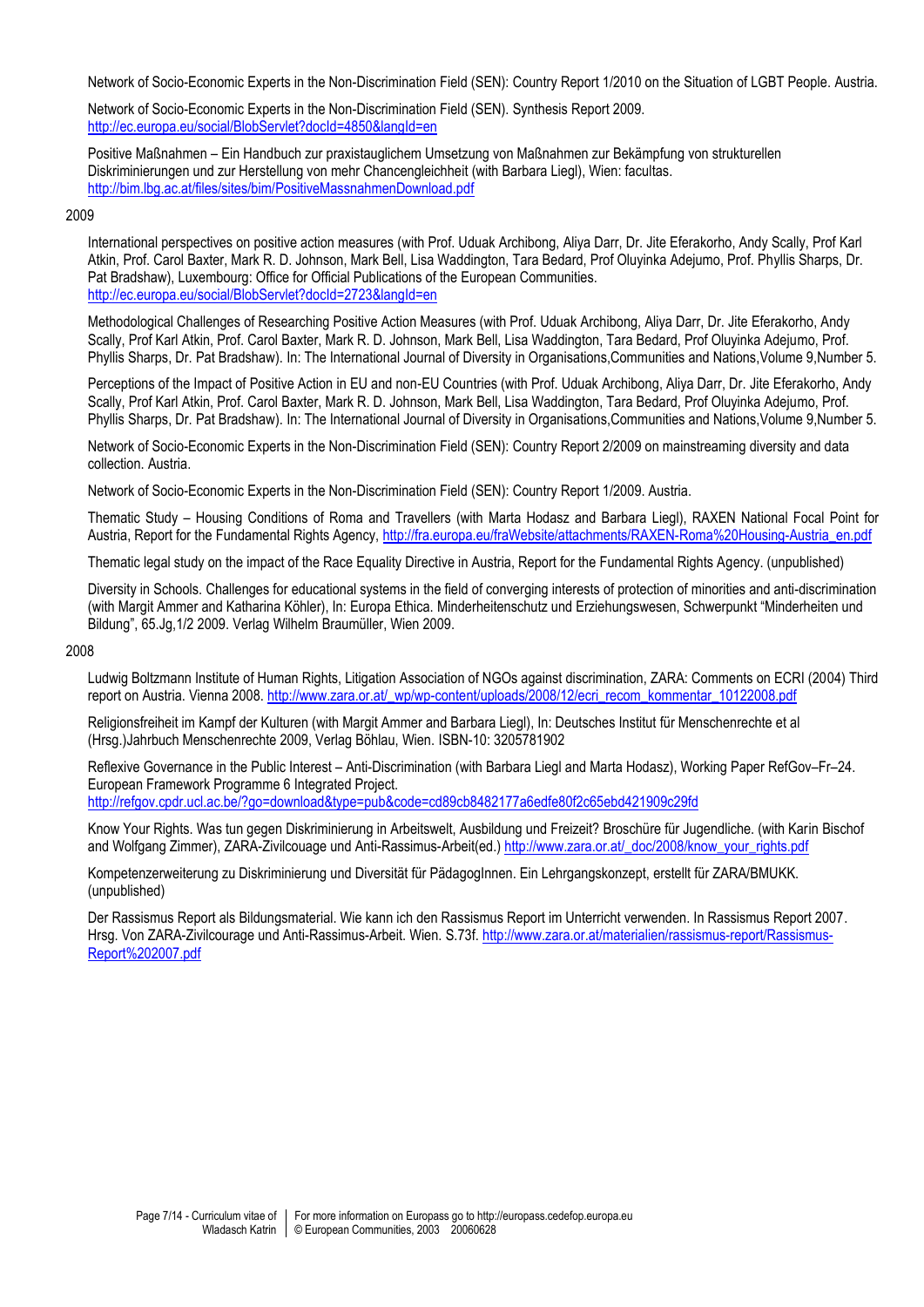Network of Socio-Economic Experts in the Non-Discrimination Field (SEN): Country Report 1/2010 on the Situation of LGBT People. Austria.

Network of Socio-Economic Experts in the Non-Discrimination Field (SEN). Synthesis Report 2009. http://ec.europa.eu/social/BlobServlet?docId=4850&langId=en

Positive Maßnahmen – Ein Handbuch zur praxistauglichem Umsetzung von Maßnahmen zur Bekämpfung von strukturellen Diskriminierungen und zur Herstellung von mehr Chancengleichheit (with Barbara Liegl), Wien: facultas. http://bim.lbg.ac.at/files/sites/bim/PositiveMassnahmenDownload.pdf

2009

International perspectives on positive action measures (with Prof. Uduak Archibong, Aliya Darr, Dr. Jite Eferakorho, Andy Scally, Prof Karl Atkin, Prof. Carol Baxter, Mark R. D. Johnson, Mark Bell, Lisa Waddington, Tara Bedard, Prof Oluyinka Adejumo, Prof. Phyllis Sharps, Dr. Pat Bradshaw), Luxembourg: Office for Official Publications of the European Communities. http://ec.europa.eu/social/BlobServlet?docId=2723&langId=en

Methodological Challenges of Researching Positive Action Measures (with Prof. Uduak Archibong, Aliya Darr, Dr. Jite Eferakorho, Andy Scally, Prof Karl Atkin, Prof. Carol Baxter, Mark R. D. Johnson, Mark Bell, Lisa Waddington, Tara Bedard, Prof Oluyinka Adejumo, Prof. Phyllis Sharps, Dr. Pat Bradshaw). In: The International Journal of Diversity in Organisations,Communities and Nations,Volume 9,Number 5.

Perceptions of the Impact of Positive Action in EU and non-EU Countries (with Prof. Uduak Archibong, Aliya Darr, Dr. Jite Eferakorho, Andy Scally, Prof Karl Atkin, Prof. Carol Baxter, Mark R. D. Johnson, Mark Bell, Lisa Waddington, Tara Bedard, Prof Oluyinka Adejumo, Prof. Phyllis Sharps, Dr. Pat Bradshaw). In: The International Journal of Diversity in Organisations,Communities and Nations,Volume 9,Number 5.

Network of Socio-Economic Experts in the Non-Discrimination Field (SEN): Country Report 2/2009 on mainstreaming diversity and data collection. Austria.

Network of Socio-Economic Experts in the Non-Discrimination Field (SEN): Country Report 1/2009. Austria.

Thematic Study – Housing Conditions of Roma and Travellers (with Marta Hodasz and Barbara Liegl), RAXEN National Focal Point for Austria, Report for the Fundamental Rights Agency, http://fra.europa.eu/fraWebsite/attachments/RAXEN-Roma%20Housing-Austria_en.pdf

Thematic legal study on the impact of the Race Equality Directive in Austria, Report for the Fundamental Rights Agency. (unpublished)

Diversity in Schools. Challenges for educational systems in the field of converging interests of protection of minorities and anti-discrimination (with Margit Ammer and Katharina Köhler), In: Europa Ethica. Minderheitenschutz und Erziehungswesen, Schwerpunkt "Minderheiten und Bildung", 65.Jg,1/2 2009. Verlag Wilhelm Braumüller, Wien 2009.

2008

Ludwig Boltzmann Institute of Human Rights, Litigation Association of NGOs against discrimination, ZARA: Comments on ECRI (2004) Third report on Austria. Vienna 2008. http://www.zara.or.at/_wp/wp-content/uploads/2008/12/ecri_recom_kommentar_10122008.pdf

Religionsfreiheit im Kampf der Kulturen (with Margit Ammer and Barbara Liegl), In: Deutsches Institut für Menschenrechte et al (Hrsg.)Jahrbuch Menschenrechte 2009, Verlag Böhlau, Wien. ISBN-10: 3205781902

Reflexive Governance in the Public Interest – Anti-Discrimination (with Barbara Liegl and Marta Hodasz), Working Paper RefGov–Fr–24. European Framework Programme 6 Integrated Project. http://refgov.cpdr.ucl.ac.be/?go=download&type=pub&code=cd89cb8482177a6edfe80f2c65ebd421909c29fd

Know Your Rights. Was tun gegen Diskriminierung in Arbeitswelt, Ausbildung und Freizeit? Broschüre für Jugendliche. (with Karin Bischof and Wolfgang Zimmer), ZARA-Zivilcouage und Anti-Rassimus-Arbeit(ed.) http://www.zara.or.at/_doc/2008/know_your_rights.pdf

Kompetenzerweiterung zu Diskriminierung und Diversität für PädagogInnen. Ein Lehrgangskonzept, erstellt für ZARA/BMUKK. (unpublished)

Der Rassismus Report als Bildungsmaterial. Wie kann ich den Rassismus Report im Unterricht verwenden. In Rassismus Report 2007. Hrsg. Von ZARA-Zivilcourage und Anti-Rassimus-Arbeit. Wien. S.73f. http://www.zara.or.at/materialien/rassismus-report/Rassismus-Report%202007.pdf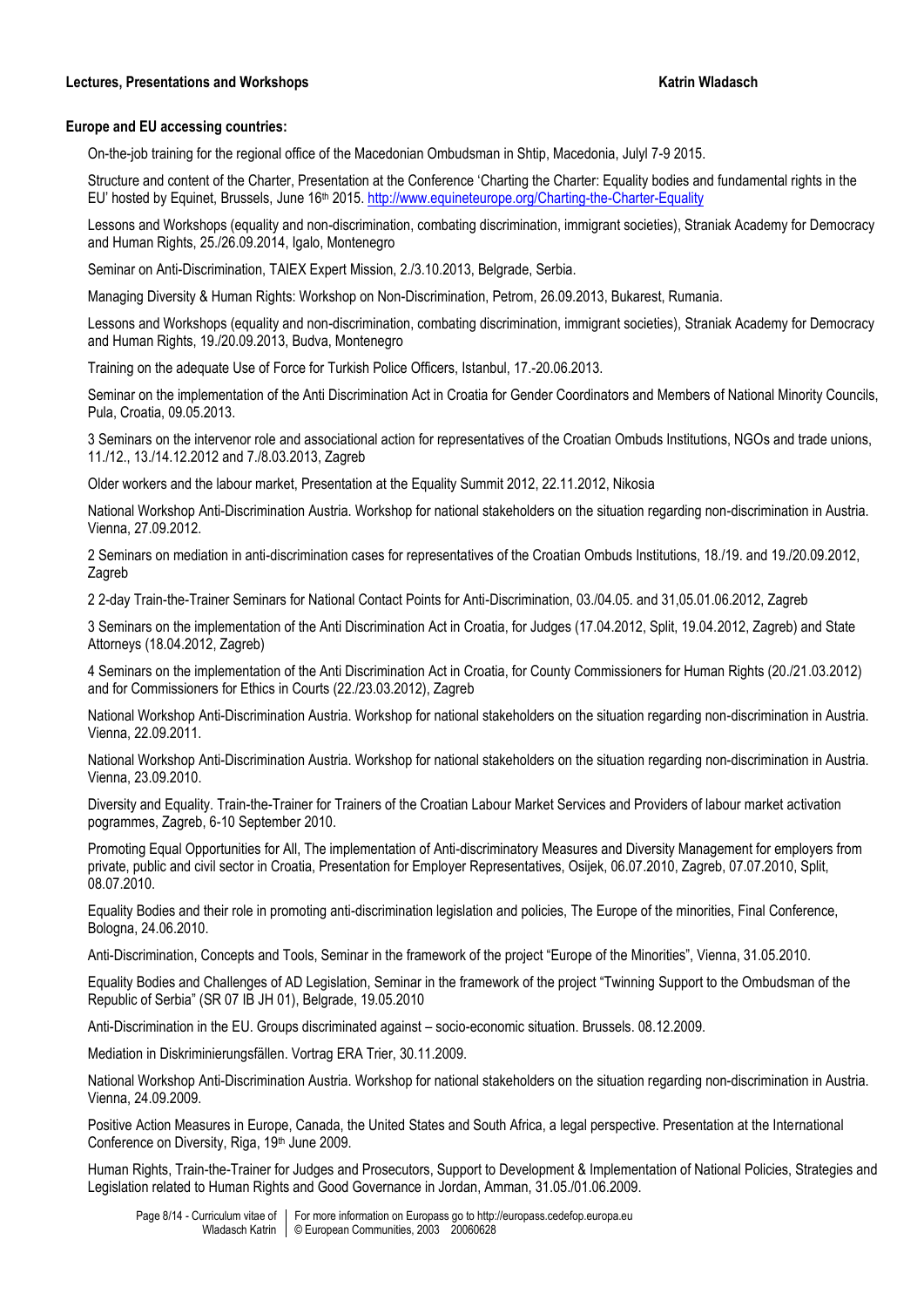**Lectures, Presentations and Workshops** **Katrin Wladasch**

**Europe and EU accessing countries:**

On-the-job training for the regional office of the Macedonian Ombudsman in Shtip, Macedonia, Julyl 7-9 2015.

Structure and content of the Charter, Presentation at the Conference 'Charting the Charter: Equality bodies and fundamental rights in the EU' hosted by Equinet, Brussels, June 16th 2015. http://www.equineteurope.org/Charting-the-Charter-Equality

Lessons and Workshops (equality and non-discrimination, combating discrimination, immigrant societies), Straniak Academy for Democracy and Human Rights, 25./26.09.2014, Igalo, Montenegro

Seminar on Anti-Discrimination, TAIEX Expert Mission, 2./3.10.2013, Belgrade, Serbia.

Managing Diversity & Human Rights: Workshop on Non-Discrimination, Petrom, 26.09.2013, Bukarest, Rumania.

Lessons and Workshops (equality and non-discrimination, combating discrimination, immigrant societies), Straniak Academy for Democracy and Human Rights, 19./20.09.2013, Budva, Montenegro

Training on the adequate Use of Force for Turkish Police Officers, Istanbul, 17.-20.06.2013.

Seminar on the implementation of the Anti Discrimination Act in Croatia for Gender Coordinators and Members of National Minority Councils, Pula, Croatia, 09.05.2013.

3 Seminars on the intervenor role and associational action for representatives of the Croatian Ombuds Institutions, NGOs and trade unions, 11./12., 13./14.12.2012 and 7./8.03.2013, Zagreb

Older workers and the labour market, Presentation at the Equality Summit 2012, 22.11.2012, Nikosia

National Workshop Anti-Discrimination Austria. Workshop for national stakeholders on the situation regarding non-discrimination in Austria. Vienna, 27.09.2012.

2 Seminars on mediation in anti-discrimination cases for representatives of the Croatian Ombuds Institutions, 18./19. and 19./20.09.2012, Zagreb

2 2-day Train-the-Trainer Seminars for National Contact Points for Anti-Discrimination, 03./04.05. and 31,05.01.06.2012, Zagreb

3 Seminars on the implementation of the Anti Discrimination Act in Croatia, for Judges (17.04.2012, Split, 19.04.2012, Zagreb) and State Attorneys (18.04.2012, Zagreb)

4 Seminars on the implementation of the Anti Discrimination Act in Croatia, for County Commissioners for Human Rights (20./21.03.2012) and for Commissioners for Ethics in Courts (22./23.03.2012), Zagreb

National Workshop Anti-Discrimination Austria. Workshop for national stakeholders on the situation regarding non-discrimination in Austria. Vienna, 22.09.2011.

National Workshop Anti-Discrimination Austria. Workshop for national stakeholders on the situation regarding non-discrimination in Austria. Vienna, 23.09.2010.

Diversity and Equality. Train-the-Trainer for Trainers of the Croatian Labour Market Services and Providers of labour market activation pogrammes, Zagreb, 6-10 September 2010.

Promoting Equal Opportunities for All, The implementation of Anti-discriminatory Measures and Diversity Management for employers from private, public and civil sector in Croatia, Presentation for Employer Representatives, Osijek, 06.07.2010, Zagreb, 07.07.2010, Split, 08.07.2010.

Equality Bodies and their role in promoting anti-discrimination legislation and policies, The Europe of the minorities, Final Conference, Bologna, 24.06.2010.

Anti-Discrimination, Concepts and Tools, Seminar in the framework of the project "Europe of the Minorities", Vienna, 31.05.2010.

Equality Bodies and Challenges of AD Legislation, Seminar in the framework of the project "Twinning Support to the Ombudsman of the Republic of Serbia" (SR 07 IB JH 01), Belgrade, 19.05.2010

Anti-Discrimination in the EU. Groups discriminated against – socio-economic situation. Brussels. 08.12.2009.

Mediation in Diskriminierungsfällen. Vortrag ERA Trier, 30.11.2009.

National Workshop Anti-Discrimination Austria. Workshop for national stakeholders on the situation regarding non-discrimination in Austria. Vienna, 24.09.2009.

Positive Action Measures in Europe, Canada, the United States and South Africa, a legal perspective. Presentation at the International Conference on Diversity, Riga, 19th June 2009.

Human Rights, Train-the-Trainer for Judges and Prosecutors, Support to Development & Implementation of National Policies, Strategies and Legislation related to Human Rights and Good Governance in Jordan, Amman, 31.05./01.06.2009.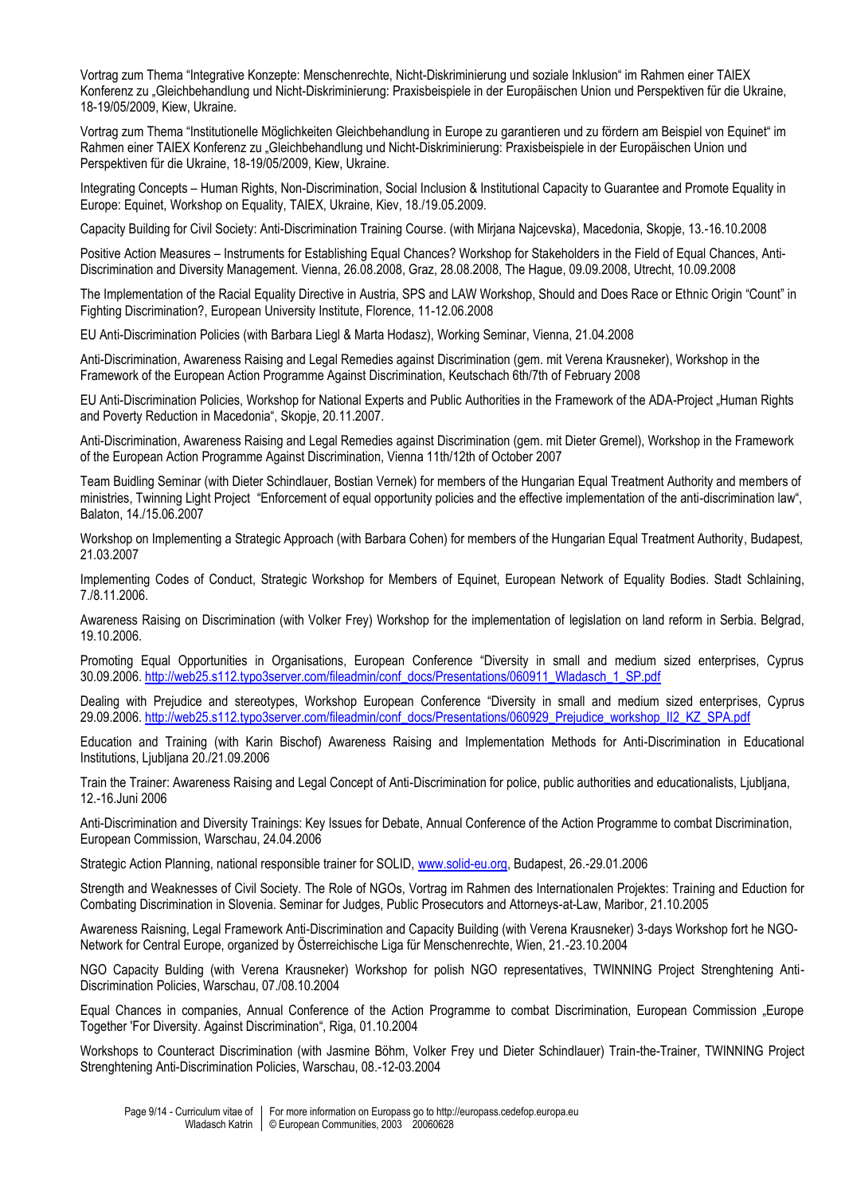Vortrag zum Thema "Integrative Konzepte: Menschenrechte, Nicht-Diskriminierung und soziale Inklusion" im Rahmen einer TAIEX Konferenz zu „Gleichbehandlung und Nicht-Diskriminierung: Praxisbeispiele in der Europäischen Union und Perspektiven für die Ukraine, 18-19/05/2009, Kiew, Ukraine.

Vortrag zum Thema "Institutionelle Möglichkeiten Gleichbehandlung in Europe zu garantieren und zu fördern am Beispiel von Equinet" im Rahmen einer TAIEX Konferenz zu „Gleichbehandlung und Nicht-Diskriminierung: Praxisbeispiele in der Europäischen Union und Perspektiven für die Ukraine, 18-19/05/2009, Kiew, Ukraine.

Integrating Concepts – Human Rights, Non-Discrimination, Social Inclusion & Institutional Capacity to Guarantee and Promote Equality in Europe: Equinet, Workshop on Equality, TAIEX, Ukraine, Kiev, 18./19.05.2009.

Capacity Building for Civil Society: Anti-Discrimination Training Course. (with Mirjana Najcevska), Macedonia, Skopje, 13.-16.10.2008

Positive Action Measures – Instruments for Establishing Equal Chances? Workshop for Stakeholders in the Field of Equal Chances, Anti-Discrimination and Diversity Management. Vienna, 26.08.2008, Graz, 28.08.2008, The Hague, 09.09.2008, Utrecht, 10.09.2008

The Implementation of the Racial Equality Directive in Austria, SPS and LAW Workshop, Should and Does Race or Ethnic Origin "Count" in Fighting Discrimination?, European University Institute, Florence, 11-12.06.2008

EU Anti-Discrimination Policies (with Barbara Liegl & Marta Hodasz), Working Seminar, Vienna, 21.04.2008

Anti-Discrimination, Awareness Raising and Legal Remedies against Discrimination (gem. mit Verena Krausneker), Workshop in the Framework of the European Action Programme Against Discrimination, Keutschach 6th/7th of February 2008

EU Anti-Discrimination Policies, Workshop for National Experts and Public Authorities in the Framework of the ADA-Project „Human Rights and Poverty Reduction in Macedonia", Skopje, 20.11.2007.

Anti-Discrimination, Awareness Raising and Legal Remedies against Discrimination (gem. mit Dieter Gremel), Workshop in the Framework of the European Action Programme Against Discrimination, Vienna 11th/12th of October 2007

Team Buidling Seminar (with Dieter Schindlauer, Bostian Vernek) for members of the Hungarian Equal Treatment Authority and members of ministries, Twinning Light Project "Enforcement of equal opportunity policies and the effective implementation of the anti-discrimination law", Balaton, 14./15.06.2007

Workshop on Implementing a Strategic Approach (with Barbara Cohen) for members of the Hungarian Equal Treatment Authority, Budapest, 21.03.2007

Implementing Codes of Conduct, Strategic Workshop for Members of Equinet, European Network of Equality Bodies. Stadt Schlaining, 7./8.11.2006.

Awareness Raising on Discrimination (with Volker Frey) Workshop for the implementation of legislation on land reform in Serbia. Belgrad, 19.10.2006.

Promoting Equal Opportunities in Organisations, European Conference "Diversity in small and medium sized enterprises, Cyprus 30.09.2006. http://web25.s112.typo3server.com/fileadmin/conf_docs/Presentations/060911_Wladasch_1_SP.pdf

Dealing with Prejudice and stereotypes, Workshop European Conference "Diversity in small and medium sized enterprises, Cyprus 29.09.2006. http://web25.s112.typo3server.com/fileadmin/conf_docs/Presentations/060929_Prejudice_workshop_II2_KZ_SPA.pdf

Education and Training (with Karin Bischof) Awareness Raising and Implementation Methods for Anti-Discrimination in Educational Institutions, Ljubljana 20./21.09.2006

Train the Trainer: Awareness Raising and Legal Concept of Anti-Discrimination for police, public authorities and educationalists, Ljubljana, 12.-16.Juni 2006

Anti-Discrimination and Diversity Trainings: Key Issues for Debate, Annual Conference of the Action Programme to combat Discrimination, European Commission, Warschau, 24.04.2006

Strategic Action Planning, national responsible trainer for SOLID, www.solid-eu.org, Budapest, 26.-29.01.2006

Strength and Weaknesses of Civil Society. The Role of NGOs, Vortrag im Rahmen des Internationalen Projektes: Training and Eduction for Combating Discrimination in Slovenia. Seminar for Judges, Public Prosecutors and Attorneys-at-Law, Maribor, 21.10.2005

Awareness Raisning, Legal Framework Anti-Discrimination and Capacity Building (with Verena Krausneker) 3-days Workshop fort he NGO-Network for Central Europe, organized by Österreichische Liga für Menschenrechte, Wien, 21.-23.10.2004

NGO Capacity Bulding (with Verena Krausneker) Workshop for polish NGO representatives, TWINNING Project Strenghtening Anti-Discrimination Policies, Warschau, 07./08.10.2004

Equal Chances in companies, Annual Conference of the Action Programme to combat Discrimination, European Commission „Europe Together 'For Diversity. Against Discrimination", Riga, 01.10.2004

Workshops to Counteract Discrimination (with Jasmine Böhm, Volker Frey und Dieter Schindlauer) Train-the-Trainer, TWINNING Project Strenghtening Anti-Discrimination Policies, Warschau, 08.-12-03.2004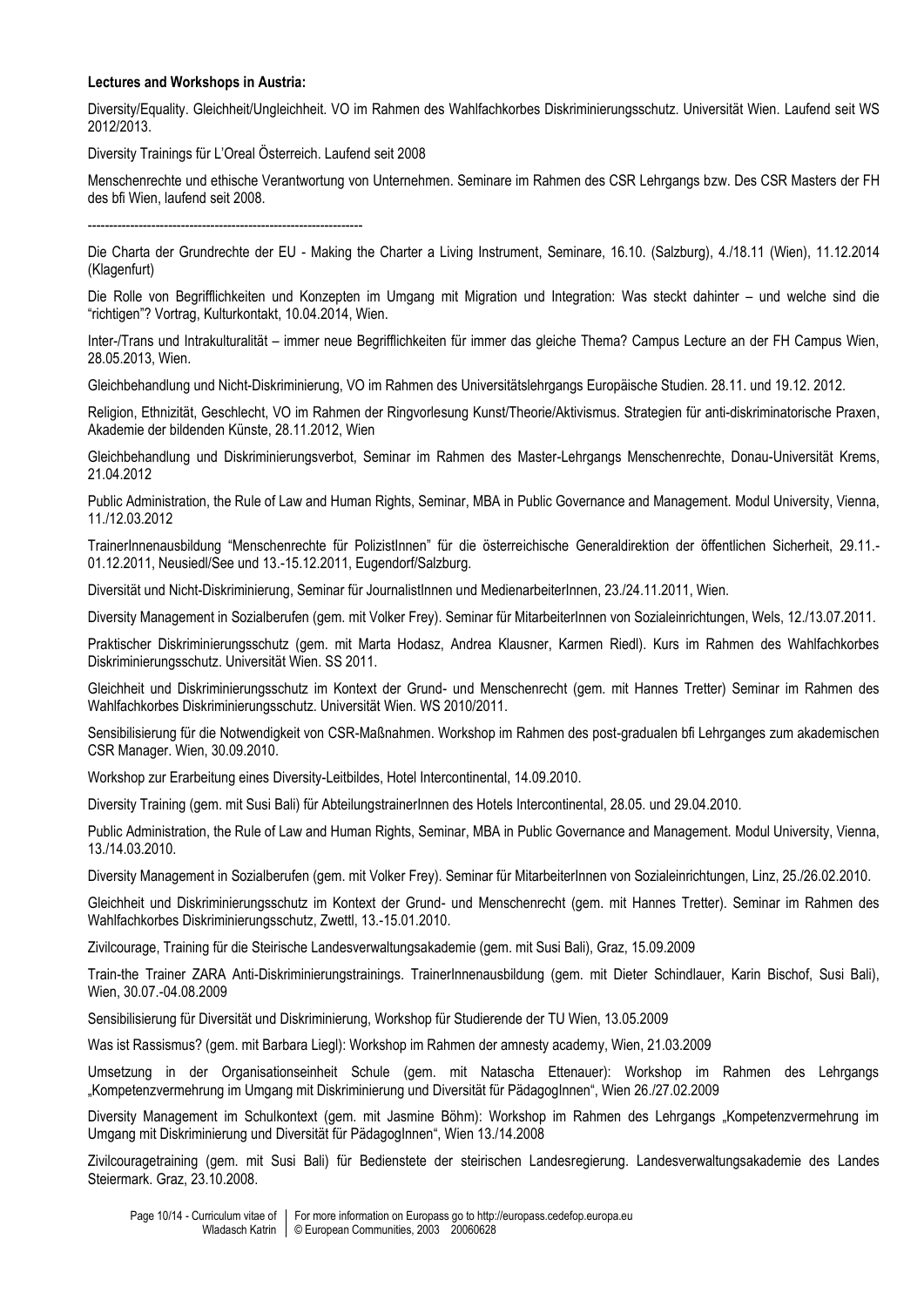**Lectures and Workshops in Austria:**

Diversity/Equality. Gleichheit/Ungleichheit. VO im Rahmen des Wahlfachkorbes Diskriminierungsschutz. Universität Wien. Laufend seit WS 2012/2013.

Diversity Trainings für L'Oreal Österreich. Laufend seit 2008

Menschenrechte und ethische Verantwortung von Unternehmen. Seminare im Rahmen des CSR Lehrgangs bzw. Des CSR Masters der FH des bfi Wien, laufend seit 2008.

-----------------------------------------------------------------

Die Charta der Grundrechte der EU - Making the Charter a Living Instrument, Seminare, 16.10. (Salzburg), 4./18.11 (Wien), 11.12.2014 (Klagenfurt)

Die Rolle von Begrifflichkeiten und Konzepten im Umgang mit Migration und Integration: Was steckt dahinter – und welche sind die "richtigen"? Vortrag, Kulturkontakt, 10.04.2014, Wien.

Inter-/Trans und Intrakulturalität – immer neue Begrifflichkeiten für immer das gleiche Thema? Campus Lecture an der FH Campus Wien, 28.05.2013, Wien.

Gleichbehandlung und Nicht-Diskriminierung, VO im Rahmen des Universitätslehrgangs Europäische Studien. 28.11. und 19.12. 2012.

Religion, Ethnizität, Geschlecht, VO im Rahmen der Ringvorlesung Kunst/Theorie/Aktivismus. Strategien für anti-diskriminatorische Praxen, Akademie der bildenden Künste, 28.11.2012, Wien

Gleichbehandlung und Diskriminierungsverbot, Seminar im Rahmen des Master-Lehrgangs Menschenrechte, Donau-Universität Krems, 21.04.2012

Public Administration, the Rule of Law and Human Rights, Seminar, MBA in Public Governance and Management. Modul University, Vienna, 11./12.03.2012

TrainerInnenausbildung "Menschenrechte für PolizistInnen" für die österreichische Generaldirektion der öffentlichen Sicherheit, 29.11.-01.12.2011, Neusiedl/See und 13.-15.12.2011, Eugendorf/Salzburg.

Diversität und Nicht-Diskriminierung, Seminar für JournalistInnen und MedienarbeiterInnen, 23./24.11.2011, Wien.

Diversity Management in Sozialberufen (gem. mit Volker Frey). Seminar für MitarbeiterInnen von Sozialeinrichtungen, Wels, 12./13.07.2011.

Praktischer Diskriminierungsschutz (gem. mit Marta Hodasz, Andrea Klausner, Karmen Riedl). Kurs im Rahmen des Wahlfachkorbes Diskriminierungsschutz. Universität Wien. SS 2011.

Gleichheit und Diskriminierungsschutz im Kontext der Grund- und Menschenrecht (gem. mit Hannes Tretter) Seminar im Rahmen des Wahlfachkorbes Diskriminierungsschutz. Universität Wien. WS 2010/2011.

Sensibilisierung für die Notwendigkeit von CSR-Maßnahmen. Workshop im Rahmen des post-gradualen bfi Lehrganges zum akademischen CSR Manager. Wien, 30.09.2010.

Workshop zur Erarbeitung eines Diversity-Leitbildes, Hotel Intercontinental, 14.09.2010.

Diversity Training (gem. mit Susi Bali) für AbteilungstrainerInnen des Hotels Intercontinental, 28.05. und 29.04.2010.

Public Administration, the Rule of Law and Human Rights, Seminar, MBA in Public Governance and Management. Modul University, Vienna, 13./14.03.2010.

Diversity Management in Sozialberufen (gem. mit Volker Frey). Seminar für MitarbeiterInnen von Sozialeinrichtungen, Linz, 25./26.02.2010.

Gleichheit und Diskriminierungsschutz im Kontext der Grund- und Menschenrecht (gem. mit Hannes Tretter). Seminar im Rahmen des Wahlfachkorbes Diskriminierungsschutz, Zwettl, 13.-15.01.2010.

Zivilcourage, Training für die Steirische Landesverwaltungsakademie (gem. mit Susi Bali), Graz, 15.09.2009

Train-the Trainer ZARA Anti-Diskriminierungstrainings. TrainerInnenausbildung (gem. mit Dieter Schindlauer, Karin Bischof, Susi Bali), Wien, 30.07.-04.08.2009

Sensibilisierung für Diversität und Diskriminierung, Workshop für Studierende der TU Wien, 13.05.2009

Was ist Rassismus? (gem. mit Barbara Liegl): Workshop im Rahmen der amnesty academy, Wien, 21.03.2009

Umsetzung in der Organisationseinheit Schule (gem. mit Natascha Ettenauer): Workshop im Rahmen des Lehrgangs „Kompetenzvermehrung im Umgang mit Diskriminierung und Diversität für PädagogInnen", Wien 26./27.02.2009

Diversity Management im Schulkontext (gem. mit Jasmine Böhm): Workshop im Rahmen des Lehrgangs „Kompetenzvermehrung im Umgang mit Diskriminierung und Diversität für PädagogInnen", Wien 13./14.2008

Zivilcouragetraining (gem. mit Susi Bali) für Bedienstete der steirischen Landesregierung. Landesverwaltungsakademie des Landes Steiermark. Graz, 23.10.2008.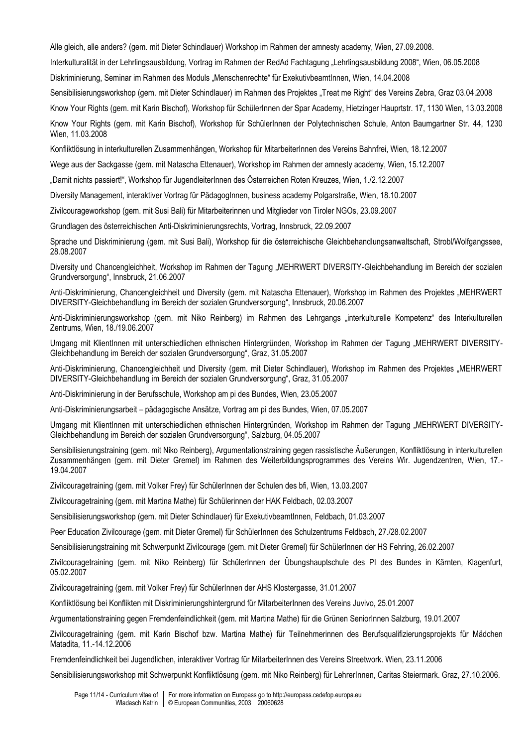Alle gleich, alle anders? (gem. mit Dieter Schindlauer) Workshop im Rahmen der amnesty academy, Wien, 27.09.2008.

Interkulturalität in der Lehrlingsausbildung, Vortrag im Rahmen der RedAd Fachtagung „Lehrlingsausbildung 2008“, Wien, 06.05.2008

Diskriminierung, Seminar im Rahmen des Moduls „Menschenrechte“ für ExekutivbeamtInnen, Wien, 14.04.2008

Sensibilisierungsworkshop (gem. mit Dieter Schindlauer) im Rahmen des Projektes „Treat me Right“ des Vereins Zebra, Graz 03.04.2008

Know Your Rights (gem. mit Karin Bischof), Workshop für SchülerInnen der Spar Academy, Hietzinger Hauptrstr. 17, 1130 Wien, 13.03.2008

Know Your Rights (gem. mit Karin Bischof), Workshop für SchülerInnen der Polytechnischen Schule, Anton Baumgartner Str. 44, 1230 Wien, 11.03.2008

Konfliktlösung in interkulturellen Zusammenhängen, Workshop für MitarbeiterInnen des Vereins Bahnfrei, Wien, 18.12.2007

Wege aus der Sackgasse (gem. mit Natascha Ettenauer), Workshop im Rahmen der amnesty academy, Wien, 15.12.2007

„Damit nichts passiert!“, Workshop für JugendleiterInnen des Österreichen Roten Kreuzes, Wien, 1./2.12.2007

Diversity Management, interaktiver Vortrag für PädagogInnen, business academy Polgarstraße, Wien, 18.10.2007

Zivilcourageworkshop (gem. mit Susi Bali) für Mitarbeiterinnen und Mitglieder von Tiroler NGOs, 23.09.2007

Grundlagen des österreichischen Anti-Diskriminierungsrechts, Vortrag, Innsbruck, 22.09.2007

Sprache und Diskriminierung (gem. mit Susi Bali), Workshop für die österreichische Gleichbehandlungsanwaltschaft, Strobl/Wolfgangssee, 28.08.2007

Diversity und Chancengleichheit, Workshop im Rahmen der Tagung „MEHRWERT DIVERSITY-Gleichbehandlung im Bereich der sozialen Grundversorgung“, Innsbruck, 21.06.2007

Anti-Diskriminierung, Chancengleichheit und Diversity (gem. mit Natascha Ettenauer), Workshop im Rahmen des Projektes „MEHRWERT DIVERSITY-Gleichbehandlung im Bereich der sozialen Grundversorgung“, Innsbruck, 20.06.2007

Anti-Diskriminierungsworkshop (gem. mit Niko Reinberg) im Rahmen des Lehrgangs „interkulturelle Kompetenz“ des Interkulturellen Zentrums, Wien, 18./19.06.2007

Umgang mit KlientInnen mit unterschiedlichen ethnischen Hintergründen, Workshop im Rahmen der Tagung „MEHRWERT DIVERSITY-Gleichbehandlung im Bereich der sozialen Grundversorgung“, Graz, 31.05.2007

Anti-Diskriminierung, Chancengleichheit und Diversity (gem. mit Dieter Schindlauer), Workshop im Rahmen des Projektes „MEHRWERT DIVERSITY-Gleichbehandlung im Bereich der sozialen Grundversorgung“, Graz, 31.05.2007

Anti-Diskriminierung in der Berufsschule, Workshop am pi des Bundes, Wien, 23.05.2007

Anti-Diskriminierungsarbeit – pädagogische Ansätze, Vortrag am pi des Bundes, Wien, 07.05.2007

Umgang mit KlientInnen mit unterschiedlichen ethnischen Hintergründen, Workshop im Rahmen der Tagung „MEHRWERT DIVERSITY-Gleichbehandlung im Bereich der sozialen Grundversorgung“, Salzburg, 04.05.2007

Sensibilisierungstraining (gem. mit Niko Reinberg), Argumentationstraining gegen rassistische Äußerungen, Konfliktlösung in interkulturellen Zusammenhängen (gem. mit Dieter Gremel) im Rahmen des Weiterbildungsprogrammes des Vereins Wir. Jugendzentren, Wien, 17.-19.04.2007

Zivilcouragetraining (gem. mit Volker Frey) für SchülerInnen der Schulen des bfi, Wien, 13.03.2007

Zivilcouragetraining (gem. mit Martina Mathe) für Schülerinnen der HAK Feldbach, 02.03.2007

Sensibilisierungsworkshop (gem. mit Dieter Schindlauer) für ExekutivbeamtInnen, Feldbach, 01.03.2007

Peer Education Zivilcourage (gem. mit Dieter Gremel) für SchülerInnen des Schulzentrums Feldbach, 27./28.02.2007

Sensibilisierungstraining mit Schwerpunkt Zivilcourage (gem. mit Dieter Gremel) für SchülerInnen der HS Fehring, 26.02.2007

Zivilcouragetraining (gem. mit Niko Reinberg) für SchülerInnen der Übungshauptschule des PI des Bundes in Kärnten, Klagenfurt, 05.02.2007

Zivilcouragetraining (gem. mit Volker Frey) für SchülerInnen der AHS Klostergasse, 31.01.2007

Konfliktlösung bei Konflikten mit Diskriminierungshintergrund für MitarbeiterInnen des Vereins Juvivo, 25.01.2007

Argumentationstraining gegen Fremdenfeindlichkeit (gem. mit Martina Mathe) für die Grünen SeniorInnen Salzburg, 19.01.2007

Zivilcouragetraining (gem. mit Karin Bischof bzw. Martina Mathe) für Teilnehmerinnen des Berufsqualifizierungsprojekts für Mädchen Matadita, 11.-14.12.2006

Fremdenfeindlichkeit bei Jugendlichen, interaktiver Vortrag für MitarbeiterInnen des Vereins Streetwork. Wien, 23.11.2006

Sensibilisierungsworkshop mit Schwerpunkt Konfliktlösung (gem. mit Niko Reinberg) für LehrerInnen, Caritas Steiermark. Graz, 27.10.2006.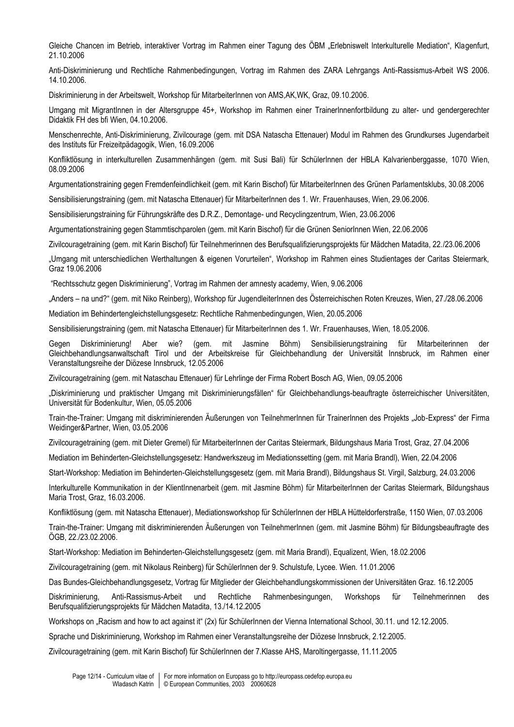Gleiche Chancen im Betrieb, interaktiver Vortrag im Rahmen einer Tagung des ÖBM „Erlebniswelt Interkulturelle Mediation", Klagenfurt, 21.10.2006

Anti-Diskriminierung und Rechtliche Rahmenbedingungen, Vortrag im Rahmen des ZARA Lehrgangs Anti-Rassismus-Arbeit WS 2006. 14.10.2006.

Diskriminierung in der Arbeitswelt, Workshop für MitarbeiterInnen von AMS,AK,WK, Graz, 09.10.2006.

Umgang mit MigrantInnen in der Altersgruppe 45+, Workshop im Rahmen einer TrainerInnenfortbildung zu alter- und gendergerechter Didaktik FH des bfi Wien, 04.10.2006.

Menschenrechte, Anti-Diskriminierung, Zivilcourage (gem. mit DSA Natascha Ettenauer) Modul im Rahmen des Grundkurses Jugendarbeit des Instituts für Freizeitpädagogik, Wien, 16.09.2006

Konfliktlösung in interkulturellen Zusammenhängen (gem. mit Susi Bali) für SchülerInnen der HBLA Kalvarienberggasse, 1070 Wien, 08.09.2006

Argumentationstraining gegen Fremdenfeindlichkeit (gem. mit Karin Bischof) für MitarbeiterInnen des Grünen Parlamentsklubs, 30.08.2006

Sensibilisierungstraining (gem. mit Natascha Ettenauer) für MitarbeiterInnen des 1. Wr. Frauenhauses, Wien, 29.06.2006.

Sensibilisierungstraining für Führungskräfte des D.R.Z., Demontage- und Recyclingzentrum, Wien, 23.06.2006

Argumentationstraining gegen Stammtischparolen (gem. mit Karin Bischof) für die Grünen SeniorInnen Wien, 22.06.2006

Zivilcouragetraining (gem. mit Karin Bischof) für Teilnehmerinnen des Berufsqualifizierungsprojekts für Mädchen Matadita, 22./23.06.2006

„Umgang mit unterschiedlichen Werthaltungen & eigenen Vorurteilen", Workshop im Rahmen eines Studientages der Caritas Steiermark, Graz 19.06.2006

"Rechtsschutz gegen Diskriminierung", Vortrag im Rahmen der amnesty academy, Wien, 9.06.2006

„Anders – na und?" (gem. mit Niko Reinberg), Workshop für JugendleiterInnen des Österreichischen Roten Kreuzes, Wien, 27./28.06.2006

Mediation im Behindertengleichstellungsgesetz: Rechtliche Rahmenbedingungen, Wien, 20.05.2006

Sensibilisierungstraining (gem. mit Natascha Ettenauer) für MitarbeiterInnen des 1. Wr. Frauenhauses, Wien, 18.05.2006.

Gegen Diskriminierung! Aber wie? (gem. mit Jasmine Böhm) Sensibilisierungstraining für Mitarbeiterinnen der Gleichbehandlungsanwaltschaft Tirol und der Arbeitskreise für Gleichbehandlung der Universität Innsbruck, im Rahmen einer Veranstaltungsreihe der Diözese Innsbruck, 12.05.2006

Zivilcouragetraining (gem. mit Nataschau Ettenauer) für Lehrlinge der Firma Robert Bosch AG, Wien, 09.05.2006

„Diskriminierung und praktischer Umgang mit Diskriminierungsfällen" für Gleichbehandlungs-beauftragte österreichischer Universitäten, Universität für Bodenkultur, Wien, 05.05.2006

Train-the-Trainer: Umgang mit diskriminierenden Äußerungen von TeilnehmerInnen für TrainerInnen des Projekts „Job-Express" der Firma Weidinger&Partner, Wien, 03.05.2006

Zivilcouragetraining (gem. mit Dieter Gremel) für MitarbeiterInnen der Caritas Steiermark, Bildungshaus Maria Trost, Graz, 27.04.2006

Mediation im Behinderten-Gleichstellungsgesetz: Handwerkszeug im Mediationssetting (gem. mit Maria Brandl), Wien, 22.04.2006

Start-Workshop: Mediation im Behinderten-Gleichstellungsgesetz (gem. mit Maria Brandl), Bildungshaus St. Virgil, Salzburg, 24.03.2006

Interkulturelle Kommunikation in der KlientInnenarbeit (gem. mit Jasmine Böhm) für MitarbeiterInnen der Caritas Steiermark, Bildungshaus Maria Trost, Graz, 16.03.2006.

Konfliktlösung (gem. mit Natascha Ettenauer), Mediationsworkshop für SchülerInnen der HBLA Hütteldorferstraße, 1150 Wien, 07.03.2006

Train-the-Trainer: Umgang mit diskriminierenden Äußerungen von TeilnehmerInnen (gem. mit Jasmine Böhm) für Bildungsbeauftragte des ÖGB, 22./23.02.2006.

Start-Workshop: Mediation im Behinderten-Gleichstellungsgesetz (gem. mit Maria Brandl), Equalizent, Wien, 18.02.2006

Zivilcouragetraining (gem. mit Nikolaus Reinberg) für SchülerInnen der 9. Schulstufe, Lycee. Wien. 11.01.2006

Das Bundes-Gleichbehandlungsgesetz, Vortrag für Mitglieder der Gleichbehandlungskommissionen der Universitäten Graz. 16.12.2005

Diskriminierung, Anti-Rassismus-Arbeit und Rechtliche Rahmenbesingungen, Workshops für Teilnehmerinnen des Berufsqualifizierungsprojekts für Mädchen Matadita, 13./14.12.2005

Workshops on „Racism and how to act against it" (2x) für SchülerInnen der Vienna International School, 30.11. und 12.12.2005.

Sprache und Diskriminierung, Workshop im Rahmen einer Veranstaltungsreihe der Diözese Innsbruck, 2.12.2005.

Zivilcouragetraining (gem. mit Karin Bischof) für SchülerInnen der 7.Klasse AHS, Maroltingergasse, 11.11.2005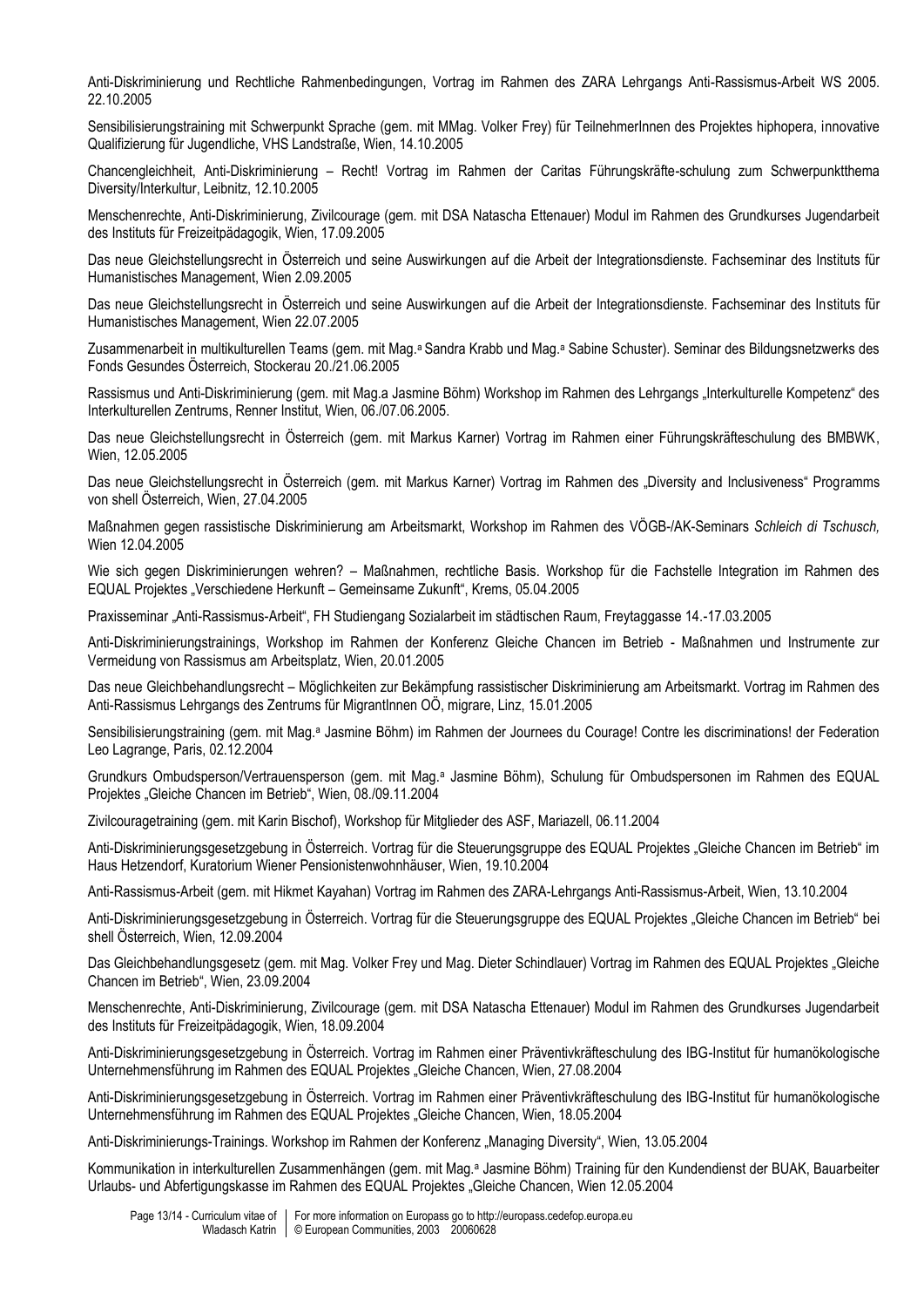Anti-Diskriminierung und Rechtliche Rahmenbedingungen, Vortrag im Rahmen des ZARA Lehrgangs Anti-Rassismus-Arbeit WS 2005. 22.10.2005

Sensibilisierungstraining mit Schwerpunkt Sprache (gem. mit MMag. Volker Frey) für TeilnehmerInnen des Projektes hiphopera, innovative Qualifizierung für Jugendliche, VHS Landstraße, Wien, 14.10.2005

Chancengleichheit, Anti-Diskriminierung – Recht! Vortrag im Rahmen der Caritas Führungskräfte-schulung zum Schwerpunktthema Diversity/Interkultur, Leibnitz, 12.10.2005

Menschenrechte, Anti-Diskriminierung, Zivilcourage (gem. mit DSA Natascha Ettenauer) Modul im Rahmen des Grundkurses Jugendarbeit des Instituts für Freizeitpädagogik, Wien, 17.09.2005

Das neue Gleichstellungsrecht in Österreich und seine Auswirkungen auf die Arbeit der Integrationsdienste. Fachseminar des Instituts für Humanistisches Management, Wien 2.09.2005

Das neue Gleichstellungsrecht in Österreich und seine Auswirkungen auf die Arbeit der Integrationsdienste. Fachseminar des Instituts für Humanistisches Management, Wien 22.07.2005

Zusammenarbeit in multikulturellen Teams (gem. mit Mag.ª Sandra Krabb und Mag.ª Sabine Schuster). Seminar des Bildungsnetzwerks des Fonds Gesundes Österreich, Stockerau 20./21.06.2005

Rassismus und Anti-Diskriminierung (gem. mit Mag.a Jasmine Böhm) Workshop im Rahmen des Lehrgangs „Interkulturelle Kompetenz" des Interkulturellen Zentrums, Renner Institut, Wien, 06./07.06.2005.

Das neue Gleichstellungsrecht in Österreich (gem. mit Markus Karner) Vortrag im Rahmen einer Führungskräfteschulung des BMBWK, Wien, 12.05.2005

Das neue Gleichstellungsrecht in Österreich (gem. mit Markus Karner) Vortrag im Rahmen des „Diversity and Inclusiveness" Programms von shell Österreich, Wien, 27.04.2005

Maßnahmen gegen rassistische Diskriminierung am Arbeitsmarkt, Workshop im Rahmen des VÖGB-/AK-Seminars *Schleich di Tschusch,* Wien 12.04.2005

Wie sich gegen Diskriminierungen wehren? – Maßnahmen, rechtliche Basis. Workshop für die Fachstelle Integration im Rahmen des EQUAL Projektes „Verschiedene Herkunft – Gemeinsame Zukunft", Krems, 05.04.2005

Praxisseminar „Anti-Rassismus-Arbeit", FH Studiengang Sozialarbeit im städtischen Raum, Freytaggasse 14.-17.03.2005

Anti-Diskriminierungstrainings, Workshop im Rahmen der Konferenz Gleiche Chancen im Betrieb - Maßnahmen und Instrumente zur Vermeidung von Rassismus am Arbeitsplatz, Wien, 20.01.2005

Das neue Gleichbehandlungsrecht – Möglichkeiten zur Bekämpfung rassistischer Diskriminierung am Arbeitsmarkt. Vortrag im Rahmen des Anti-Rassismus Lehrgangs des Zentrums für MigrantInnen OÖ, migrare, Linz, 15.01.2005

Sensibilisierungstraining (gem. mit Mag.ª Jasmine Böhm) im Rahmen der Journees du Courage! Contre les discriminations! der Federation Leo Lagrange, Paris, 02.12.2004

Grundkurs Ombudsperson/Vertrauensperson (gem. mit Mag.ª Jasmine Böhm), Schulung für Ombudspersonen im Rahmen des EQUAL Projektes „Gleiche Chancen im Betrieb", Wien, 08./09.11.2004

Zivilcouragetraining (gem. mit Karin Bischof), Workshop für Mitglieder des ASF, Mariazell, 06.11.2004

Anti-Diskriminierungsgesetzgebung in Österreich. Vortrag für die Steuerungsgruppe des EQUAL Projektes „Gleiche Chancen im Betrieb" im Haus Hetzendorf, Kuratorium Wiener Pensionistenwohnhäuser, Wien, 19.10.2004

Anti-Rassismus-Arbeit (gem. mit Hikmet Kayahan) Vortrag im Rahmen des ZARA-Lehrgangs Anti-Rassismus-Arbeit, Wien, 13.10.2004

Anti-Diskriminierungsgesetzgebung in Österreich. Vortrag für die Steuerungsgruppe des EQUAL Projektes „Gleiche Chancen im Betrieb" bei shell Österreich, Wien, 12.09.2004

Das Gleichbehandlungsgesetz (gem. mit Mag. Volker Frey und Mag. Dieter Schindlauer) Vortrag im Rahmen des EQUAL Projektes „Gleiche Chancen im Betrieb", Wien, 23.09.2004

Menschenrechte, Anti-Diskriminierung, Zivilcourage (gem. mit DSA Natascha Ettenauer) Modul im Rahmen des Grundkurses Jugendarbeit des Instituts für Freizeitpädagogik, Wien, 18.09.2004

Anti-Diskriminierungsgesetzgebung in Österreich. Vortrag im Rahmen einer Präventivkräfteschulung des IBG-Institut für humanökologische Unternehmensführung im Rahmen des EQUAL Projektes „Gleiche Chancen, Wien, 27.08.2004

Anti-Diskriminierungsgesetzgebung in Österreich. Vortrag im Rahmen einer Präventivkräfteschulung des IBG-Institut für humanökologische Unternehmensführung im Rahmen des EQUAL Projektes „Gleiche Chancen, Wien, 18.05.2004

Anti-Diskriminierungs-Trainings. Workshop im Rahmen der Konferenz „Managing Diversity", Wien, 13.05.2004

Kommunikation in interkulturellen Zusammenhängen (gem. mit Mag.ª Jasmine Böhm) Training für den Kundendienst der BUAK, Bauarbeiter Urlaubs- und Abfertigungskasse im Rahmen des EQUAL Projektes „Gleiche Chancen, Wien 12.05.2004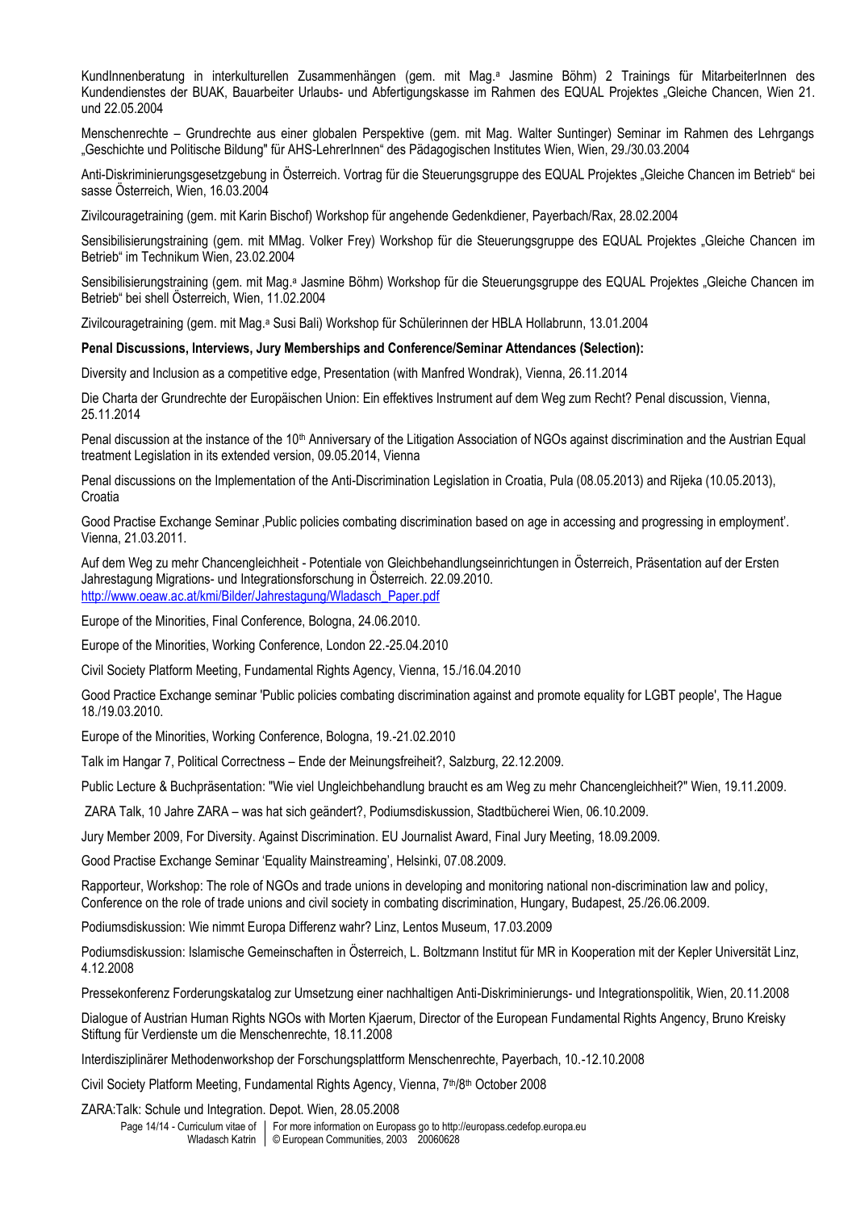KundInnenberatung in interkulturellen Zusammenhängen (gem. mit Mag.ª Jasmine Böhm) 2 Trainings für MitarbeiterInnen des Kundendienstes der BUAK, Bauarbeiter Urlaubs- und Abfertigungskasse im Rahmen des EQUAL Projektes „Gleiche Chancen, Wien 21. und 22.05.2004

Menschenrechte – Grundrechte aus einer globalen Perspektive (gem. mit Mag. Walter Suntinger) Seminar im Rahmen des Lehrgangs „Geschichte und Politische Bildung" für AHS-LehrerInnen" des Pädagogischen Institutes Wien, Wien, 29./30.03.2004

Anti-Diskriminierungsgesetzgebung in Österreich. Vortrag für die Steuerungsgruppe des EQUAL Projektes „Gleiche Chancen im Betrieb" bei sasse Österreich, Wien, 16.03.2004

Zivilcouragetraining (gem. mit Karin Bischof) Workshop für angehende Gedenkdiener, Payerbach/Rax, 28.02.2004

Sensibilisierungstraining (gem. mit MMag. Volker Frey) Workshop für die Steuerungsgruppe des EQUAL Projektes „Gleiche Chancen im Betrieb" im Technikum Wien, 23.02.2004

Sensibilisierungstraining (gem. mit Mag.ª Jasmine Böhm) Workshop für die Steuerungsgruppe des EQUAL Projektes „Gleiche Chancen im Betrieb" bei shell Österreich, Wien, 11.02.2004

Zivilcouragetraining (gem. mit Mag.ª Susi Bali) Workshop für Schülerinnen der HBLA Hollabrunn, 13.01.2004

**Penal Discussions, Interviews, Jury Memberships and Conference/Seminar Attendances (Selection):**

Diversity and Inclusion as a competitive edge, Presentation (with Manfred Wondrak), Vienna, 26.11.2014

Die Charta der Grundrechte der Europäischen Union: Ein effektives Instrument auf dem Weg zum Recht? Penal discussion, Vienna, 25.11.2014

Penal discussion at the instance of the 10th Anniversary of the Litigation Association of NGOs against discrimination and the Austrian Equal treatment Legislation in its extended version, 09.05.2014, Vienna

Penal discussions on the Implementation of the Anti-Discrimination Legislation in Croatia, Pula (08.05.2013) and Rijeka (10.05.2013), Croatia

Good Practise Exchange Seminar ‚Public policies combating discrimination based on age in accessing and progressing in employment'. Vienna, 21.03.2011.

Auf dem Weg zu mehr Chancengleichheit - Potentiale von Gleichbehandlungseinrichtungen in Österreich, Präsentation auf der Ersten Jahrestagung Migrations- und Integrationsforschung in Österreich. 22.09.2010.
http://www.oeaw.ac.at/kmi/Bilder/Jahrestagung/Wladasch_Paper.pdf

Europe of the Minorities, Final Conference, Bologna, 24.06.2010.

Europe of the Minorities, Working Conference, London 22.-25.04.2010

Civil Society Platform Meeting, Fundamental Rights Agency, Vienna, 15./16.04.2010

Good Practice Exchange seminar 'Public policies combating discrimination against and promote equality for LGBT people', The Hague 18./19.03.2010.

Europe of the Minorities, Working Conference, Bologna, 19.-21.02.2010

Talk im Hangar 7, Political Correctness – Ende der Meinungsfreiheit?, Salzburg, 22.12.2009.

Public Lecture & Buchpräsentation: "Wie viel Ungleichbehandlung braucht es am Weg zu mehr Chancengleichheit?" Wien, 19.11.2009.

ZARA Talk, 10 Jahre ZARA – was hat sich geändert?, Podiumsdiskussion, Stadtbücherei Wien, 06.10.2009.

Jury Member 2009, For Diversity. Against Discrimination. EU Journalist Award, Final Jury Meeting, 18.09.2009.

Good Practise Exchange Seminar 'Equality Mainstreaming', Helsinki, 07.08.2009.

Rapporteur, Workshop: The role of NGOs and trade unions in developing and monitoring national non-discrimination law and policy, Conference on the role of trade unions and civil society in combating discrimination, Hungary, Budapest, 25./26.06.2009.

Podiumsdiskussion: Wie nimmt Europa Differenz wahr? Linz, Lentos Museum, 17.03.2009

Podiumsdiskussion: Islamische Gemeinschaften in Österreich, L. Boltzmann Institut für MR in Kooperation mit der Kepler Universität Linz, 4.12.2008

Pressekonferenz Forderungskatalog zur Umsetzung einer nachhaltigen Anti-Diskriminierungs- und Integrationspolitik, Wien, 20.11.2008

Dialogue of Austrian Human Rights NGOs with Morten Kjaerum, Director of the European Fundamental Rights Angency, Bruno Kreisky Stiftung für Verdienste um die Menschenrechte, 18.11.2008

Interdisziplinärer Methodenworkshop der Forschungsplattform Menschenrechte, Payerbach, 10.-12.10.2008

Civil Society Platform Meeting, Fundamental Rights Agency, Vienna, 7th/8th October 2008

ZARA:Talk: Schule und Integration. Depot. Wien, 28.05.2008